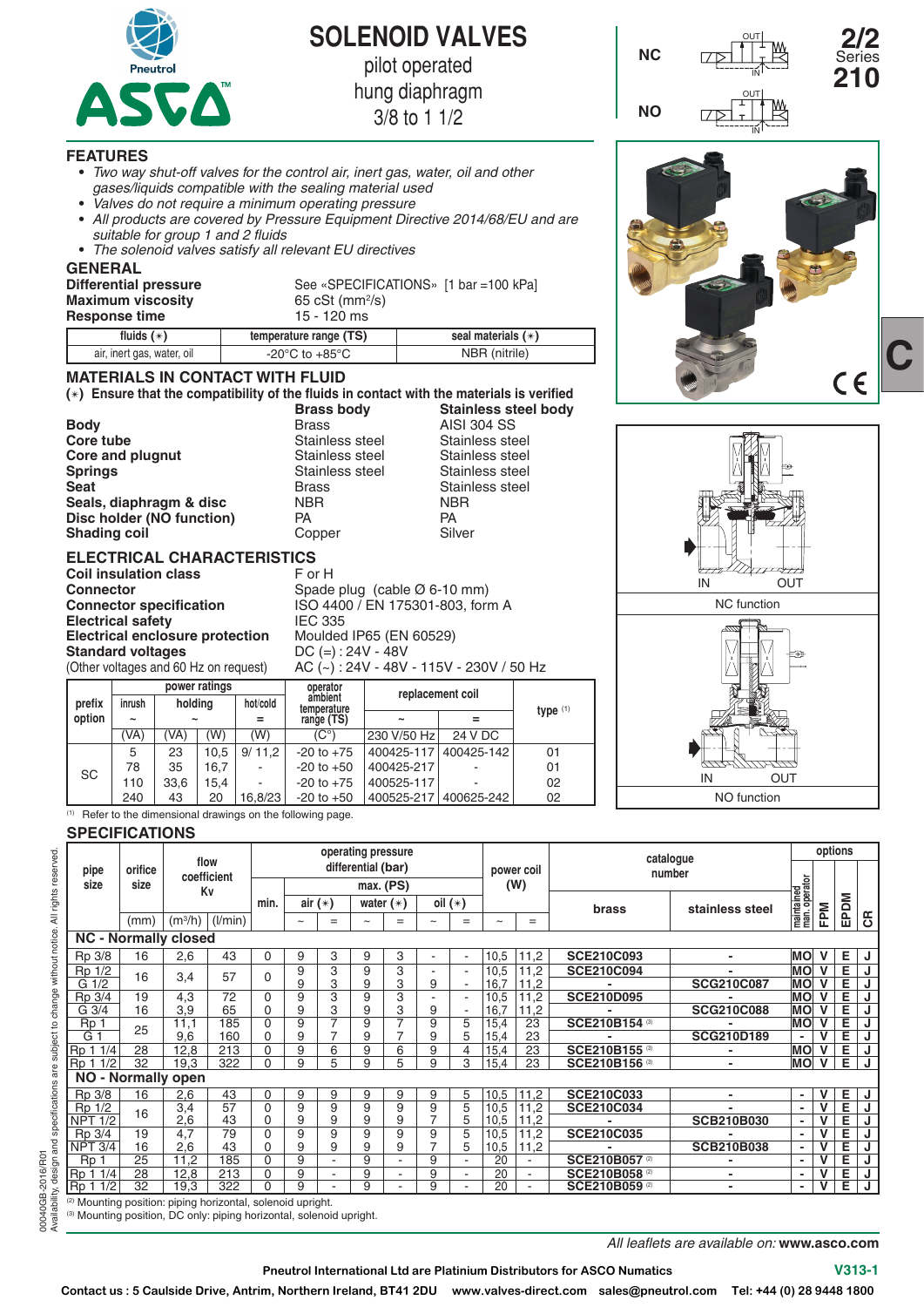# SOLENOID VALVES

pilot operated
hung diaphragm
3/8 to 1 1/2

**2/2 Series 210**

NC
NO

## FEATURES

- *Two way shut-off valves for the control air, inert gas, water, oil and other gases/liquids compatible with the sealing material used*
- *Valves do not require a minimum operating pressure*
- *All products are covered by Pressure Equipment Directive 2014/68/EU and are suitable for group 1 and 2 fluids*
- *The solenoid valves satisfy all relevant EU directives*

## GENERAL

**Differential pressure** — See «SPECIFICATIONS» [1 bar =100 kPa]
**Maximum viscosity** — 65 cSt (mm²/s)
**Response time** — 15 - 120 ms

| fluids (∗) | temperature range (TS) | seal materials (∗) |
|---|---|---|
| air, inert gas, water, oil | -20°C to +85°C | NBR (nitrile) |

## MATERIALS IN CONTACT WITH FLUID

**(∗) Ensure that the compatibility of the fluids in contact with the materials is verified**

| | Brass body | Stainless steel body |
|---|---|---|
| **Body** | Brass | AISI 304 SS |
| **Core tube** | Stainless steel | Stainless steel |
| **Core and plugnut** | Stainless steel | Stainless steel |
| **Springs** | Stainless steel | Stainless steel |
| **Seat** | Brass | Stainless steel |
| **Seals, diaphragm & disc** | NBR | NBR |
| **Disc holder (NO function)** | PA | PA |
| **Shading coil** | Copper | Silver |

## ELECTRICAL CHARACTERISTICS

**Coil insulation class** — F or H
**Connector** — Spade plug (cable Ø 6-10 mm)
**Connector specification** — ISO 4400 / EN 175301-803, form A
**Electrical safety** — IEC 335
**Electrical enclosure protection** — Moulded IP65 (EN 60529)
**Standard voltages** — DC (=) : 24V - 48V
(Other voltages and 60 Hz on request) — AC (~) : 24V - 48V - 115V - 230V / 50 Hz

| prefix option | power ratings | | | | operator ambient temperature range (TS) | replacement coil | | type (1) |
|---|---|---|---|---|---|---|---|---|
| | inrush ~ | holding ~ | | hot/cold = | | ~ | = | |
| | (VA) | (VA) | (W) | (W) | (C°) | 230 V/50 Hz | 24 V DC | |
| SC | 5 | 23 | 10,5 | 9/ 11,2 | -20 to +75 | 400425-117 | 400425-142 | 01 |
| | 78 | 35 | 16,7 | - | -20 to +50 | 400425-217 | - | 01 |
| | 110 | 33,6 | 15,4 | - | -20 to +75 | 400525-117 | - | 02 |
| | 240 | 43 | 20 | 16,8/23 | -20 to +50 | 400525-217 | 400625-242 | 02 |

(1) Refer to the dimensional drawings on the following page.

NC function

NO function

## SPECIFICATIONS

| pipe size | orifice size | flow coefficient Kv | | operating pressure differential (bar) min. | air (∗) max. (PS) ~ | air = | water (∗) ~ | water = | oil (∗) ~ | oil = | power coil (W) ~ | power coil = | catalogue number brass | stainless steel | options maintained man. operator | FPM | EPDM | CR |
|---|---|---|---|---|---|---|---|---|---|---|---|---|---|---|---|---|---|---|
| | (mm) | (m³/h) | (l/min) | | | | | | | | | | | | | | | |
| **NC - Normally closed** | | | | | | | | | | | | | | | | | | |
| Rp 3/8 | 16 | 2,6 | 43 | 0 | 9 | 3 | 9 | 3 | - | - | 10,5 | 11,2 | **SCE210C093** | - | MO | V | E | J |
| Rp 1/2 | 16 | 3,4 | 57 | 0 | 9 | 3 | 9 | 3 | - | - | 10,5 | 11,2 | **SCE210C094** | - | MO | V | E | J |
| G 1/2 | | | | | 9 | 3 | 9 | 3 | 9 | - | 16,7 | 11,2 | - | **SCG210C087** | MO | V | E | J |
| Rp 3/4 | 19 | 4,3 | 72 | 0 | 9 | 3 | 9 | 3 | - | - | 10,5 | 11,2 | **SCE210D095** | - | MO | V | E | J |
| G 3/4 | 16 | 3,9 | 65 | 0 | 9 | 3 | 9 | 3 | 9 | - | 16,7 | 11,2 | - | **SCG210C088** | MO | V | E | J |
| Rp 1 | 25 | 11,1 | 185 | 0 | 9 | 7 | 9 | 7 | 9 | 5 | 15,4 | 23 | **SCE210B154** (3) | - | MO | V | E | J |
| G 1 | | 9,6 | 160 | 0 | 9 | 7 | 9 | 7 | 9 | 5 | 15,4 | 23 | - | **SCG210D189** | - | V | E | J |
| Rp 1 1/4 | 28 | 12,8 | 213 | 0 | 9 | 6 | 9 | 6 | 9 | 4 | 15,4 | 23 | **SCE210B155** (3) | - | MO | V | E | J |
| Rp 1 1/2 | 32 | 19,3 | 322 | 0 | 9 | 5 | 9 | 5 | 9 | 3 | 15,4 | 23 | **SCE210B156** (3) | - | MO | V | E | J |
| **NO - Normally open** | | | | | | | | | | | | | | | | | | |
| Rp 3/8 | 16 | 2,6 | 43 | 0 | 9 | 9 | 9 | 9 | 9 | 5 | 10,5 | 11,2 | **SCE210C033** | - | - | V | E | J |
| Rp 1/2 | 16 | 3,4 | 57 | 0 | 9 | 9 | 9 | 9 | 9 | 5 | 10,5 | 11,2 | **SCE210C034** | - | - | V | E | J |
| NPT 1/2 | | 2,6 | 43 | 0 | 9 | 9 | 9 | 9 | 7 | 5 | 10,5 | 11,2 | - | **SCB210B030** | - | V | E | J |
| Rp 3/4 | 19 | 4,7 | 79 | 0 | 9 | 9 | 9 | 9 | 9 | 5 | 10,5 | 11,2 | **SCE210C035** | - | - | V | E | J |
| NPT 3/4 | 16 | 2,6 | 43 | 0 | 9 | 9 | 9 | 9 | 7 | 5 | 10,5 | 11,2 | - | **SCB210B038** | - | V | E | J |
| Rp 1 | 25 | 11,2 | 185 | 0 | 9 | - | 9 | - | 9 | - | 20 | - | **SCE210B057** (2) | - | - | V | E | J |
| Rp 1 1/4 | 28 | 12,8 | 213 | 0 | 9 | - | 9 | - | 9 | - | 20 | - | **SCE210B058** (2) | - | - | V | E | J |
| Rp 1 1/2 | 32 | 19,3 | 322 | 0 | 9 | - | 9 | - | 9 | - | 20 | - | **SCE210B059** (2) | - | - | V | E | J |

(2) Mounting position: piping horizontal, solenoid upright.
(3) Mounting position, DC only: piping horizontal, solenoid upright.

*All leaflets are available on:* **www.asco.com**

**Pneutrol International Ltd are Platinium Distributors for ASCO Numatics**

**Contact us : 5 Caulside Drive, Antrim, Northern Ireland, BT41 2DU   www.valves-direct.com   sales@pneutrol.com   Tel: +44 (0) 28 9448 1800**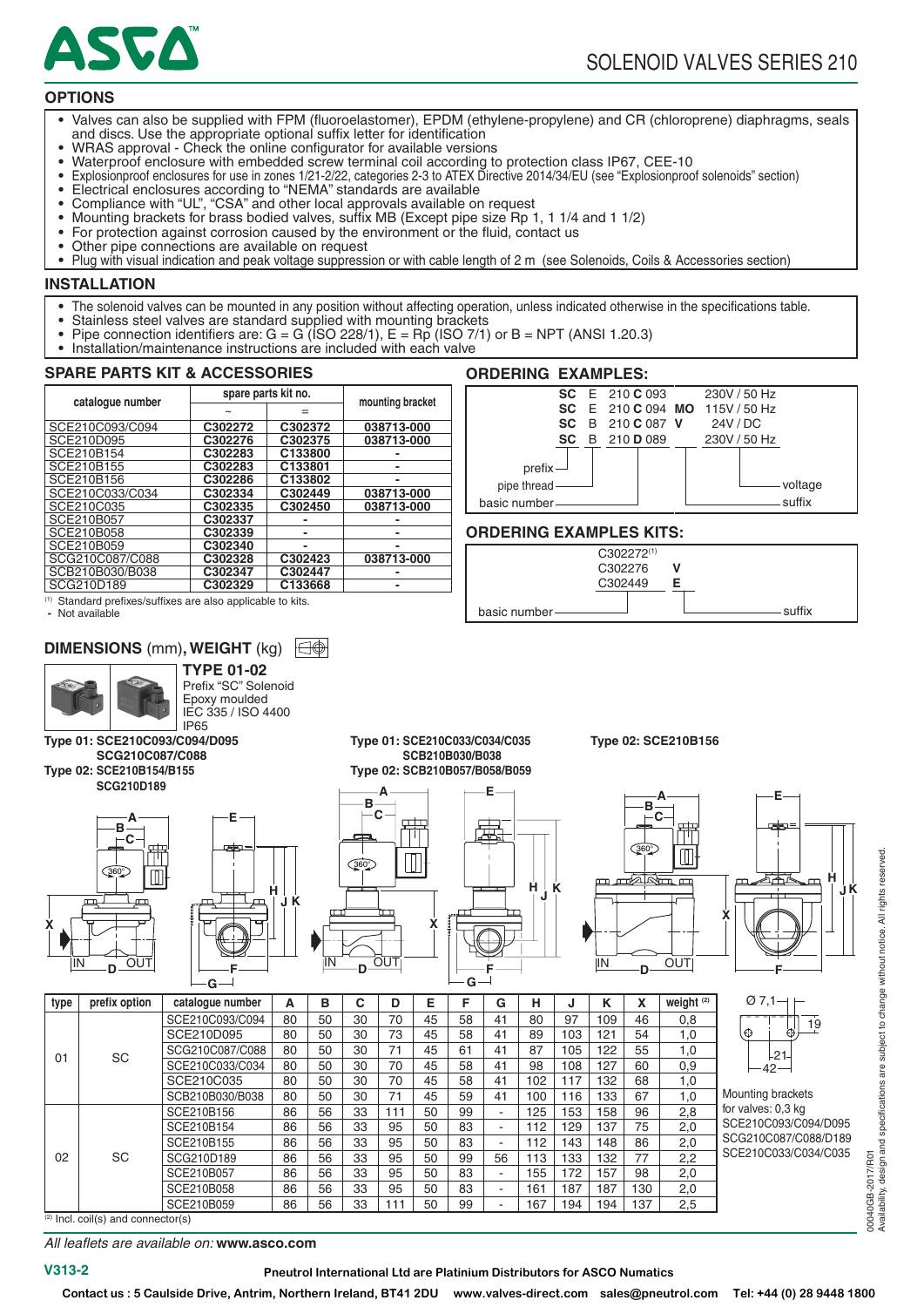# SOLENOID VALVES SERIES 210

## OPTIONS

- Valves can also be supplied with FPM (fluoroelastomer), EPDM (ethylene-propylene) and CR (chloroprene) diaphragms, seals and discs. Use the appropriate optional suffix letter for identification
- WRAS approval - Check the online configurator for available versions
- Waterproof enclosure with embedded screw terminal coil according to protection class IP67, CEE-10
- Explosionproof enclosures for use in zones 1/21-2/22, categories 2-3 to ATEX Directive 2014/34/EU (see "Explosionproof solenoids" section)
- Electrical enclosures according to "NEMA" standards are available
- Compliance with "UL", "CSA" and other local approvals available on request
- Mounting brackets for brass bodied valves, suffix MB (Except pipe size Rp 1, 1 1/4 and 1 1/2)
- For protection against corrosion caused by the environment or the fluid, contact us
- Other pipe connections are available on request
- Plug with visual indication and peak voltage suppression or with cable length of 2 m (see Solenoids, Coils & Accessories section)

## INSTALLATION

- The solenoid valves can be mounted in any position without affecting operation, unless indicated otherwise in the specifications table.
- Stainless steel valves are standard supplied with mounting brackets
- Pipe connection identifiers are: G = G (ISO 228/1), E = Rp (ISO 7/1) or B = NPT (ANSI 1.20.3)
- Installation/maintenance instructions are included with each valve

## SPARE PARTS KIT & ACCESSORIES

| catalogue number | spare parts kit no. | | mounting bracket |
|---|---|---|---|
| | ~ | = | |
| SCE210C093/C094 | C302272 | C302372 | 038713-000 |
| SCE210D095 | C302276 | C302375 | 038713-000 |
| SCE210B154 | C302283 | C133800 | - |
| SCE210B155 | C302283 | C133801 | - |
| SCE210B156 | C302286 | C133802 | - |
| SCE210C033/C034 | C302334 | C302449 | 038713-000 |
| SCE210C035 | C302335 | C302450 | 038713-000 |
| SCE210B057 | C302337 | - | - |
| SCE210B058 | C302339 | - | - |
| SCE210B059 | C302340 | - | - |
| SCG210C087/C088 | C302328 | C302423 | 038713-000 |
| SCB210B030/B038 | C302347 | C302447 | - |
| SCG210D189 | C302329 | C133668 | - |

(1) Standard prefixes/suffixes are also applicable to kits.
- Not available

## ORDERING EXAMPLES:

| prefix | pipe thread | basic number | suffix | voltage |
|---|---|---|---|---|
| SC | E | 210 C 093 | | 230V / 50 Hz |
| SC | E | 210 C 094 | MO | 115V / 50 Hz |
| SC | B | 210 C 087 | V | 24V / DC |
| SC | B | 210 D 089 | | 230V / 50 Hz |

## ORDERING EXAMPLES KITS:

| basic number | suffix |
|---|---|
| C302272[1] | |
| C302276 | V |
| C302449 | E |

## DIMENSIONS (mm), WEIGHT (kg)

**TYPE 01-02**
Prefix "SC" Solenoid
Epoxy moulded
IEC 335 / ISO 4400
IP65

**Type 01: SCE210C093/C094/D095**
**SCG210C087/C088**
**Type 02: SCE210B154/B155**
**SCG210D189**

**Type 01: SCE210C033/C034/C035**
**SCB210B030/B038**
**Type 02: SCB210B057/B058/B059**

**Type 02: SCE210B156**

| type | prefix option | catalogue number | A | B | C | D | E | F | G | H | J | K | X | weight (2) |
|---|---|---|---|---|---|---|---|---|---|---|---|---|---|---|
| 01 | SC | SCE210C093/C094 | 80 | 50 | 30 | 70 | 45 | 58 | 41 | 80 | 97 | 109 | 46 | 0,8 |
| | | SCE210D095 | 80 | 50 | 30 | 73 | 45 | 58 | 41 | 89 | 103 | 121 | 54 | 1,0 |
| | | SCG210C087/C088 | 80 | 50 | 30 | 71 | 45 | 61 | 41 | 87 | 105 | 122 | 55 | 1,0 |
| | | SCE210C033/C034 | 80 | 50 | 30 | 70 | 45 | 58 | 41 | 98 | 108 | 127 | 60 | 0,9 |
| | | SCE210C035 | 80 | 50 | 30 | 70 | 45 | 58 | 41 | 102 | 117 | 132 | 68 | 1,0 |
| | | SCB210B030/B038 | 80 | 50 | 30 | 71 | 45 | 59 | 41 | 100 | 116 | 133 | 67 | 1,0 |
| 02 | SC | SCE210B156 | 86 | 56 | 33 | 111 | 50 | 99 | - | 125 | 153 | 158 | 96 | 2,8 |
| | | SCE210B154 | 86 | 56 | 33 | 95 | 50 | 83 | - | 112 | 129 | 137 | 75 | 2,0 |
| | | SCE210B155 | 86 | 56 | 33 | 95 | 50 | 83 | - | 112 | 143 | 148 | 86 | 2,0 |
| | | SCG210D189 | 86 | 56 | 33 | 95 | 50 | 99 | 56 | 113 | 133 | 132 | 77 | 2,2 |
| | | SCE210B057 | 86 | 56 | 33 | 95 | 50 | 83 | - | 155 | 172 | 157 | 98 | 2,0 |
| | | SCE210B058 | 86 | 56 | 33 | 95 | 50 | 83 | - | 161 | 187 | 187 | 130 | 2,0 |
| | | SCE210B059 | 86 | 56 | 33 | 111 | 50 | 99 | - | 167 | 194 | 194 | 137 | 2,5 |

(2) Incl. coil(s) and connector(s)

Ø 7,1
19
21
42

Mounting brackets
for valves: 0,3 kg
SCE210C093/C094/D095
SCG210C087/C088/D189
SCE210C033/C034/C035

*All leaflets are available on:* **www.asco.com**

V313-2

Pneutrol International Ltd are Platinium Distributors for ASCO Numatics

Contact us : 5 Caulside Drive, Antrim, Northern Ireland, BT41 2DU www.valves-direct.com sales@pneutrol.com Tel: +44 (0) 28 9448 1800

00040GB-2017/R01
Availability, design and specifications are subject to change without notice. All rights reserved.